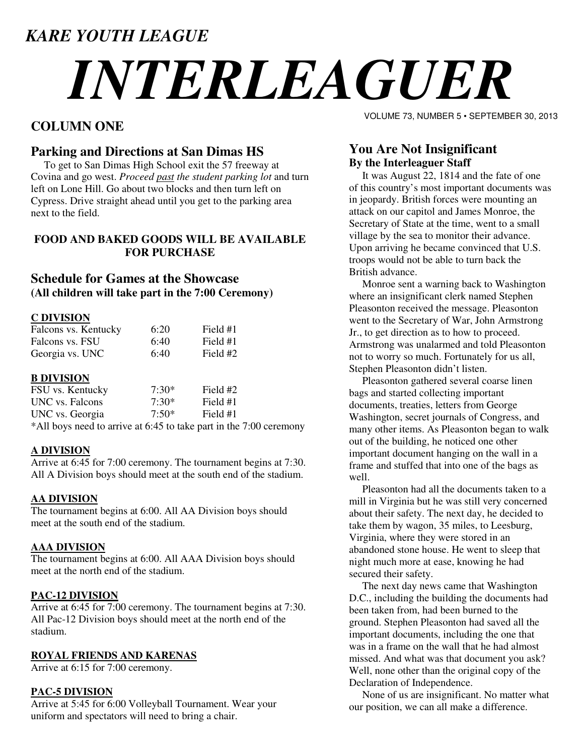*KARE YOUTH LEAGUE*

# *INTERLEAGUER*

VOLUME 73, NUMBER 5 • SEPTEMBER 30, 2013

## COLUMN ONE

### Parking and Directions at San Dimas HS

To get to San Dimas High School exit the 57 freeway at Covina and go west. *Proceed past the student parking lot* and turn left on Lone Hill. Go about two blocks and then turn left on Cypress. Drive straight ahead until you get to the parking area next to the field.

**FOOD AND BAKED GOODS WILL BE AVAILABLE FOR PURCHASE**

### Schedule for Games at the Showcase

**(All children will take part in the 7:00 Ceremony)**

**C DIVISION**

| | | |
|---|---|---|
| Falcons vs. Kentucky | 6:20 | Field #1 |
| Falcons vs. FSU | 6:40 | Field #1 |
| Georgia vs. UNC | 6:40 | Field #2 |

**B DIVISION**

| | | |
|---|---|---|
| FSU vs. Kentucky | 7:30* | Field #2 |
| UNC vs. Falcons | 7:30* | Field #1 |
| UNC vs. Georgia | 7:50* | Field #1 |

*All boys need to arrive at 6:45 to take part in the 7:00 ceremony

**A DIVISION**

Arrive at 6:45 for 7:00 ceremony. The tournament begins at 7:30. All A Division boys should meet at the south end of the stadium.

**AA DIVISION**

The tournament begins at 6:00. All AA Division boys should meet at the south end of the stadium.

**AAA DIVISION**

The tournament begins at 6:00. All AAA Division boys should meet at the north end of the stadium.

**PAC-12 DIVISION**

Arrive at 6:45 for 7:00 ceremony. The tournament begins at 7:30. All Pac-12 Division boys should meet at the north end of the stadium.

**ROYAL FRIENDS AND KARENAS**

Arrive at 6:15 for 7:00 ceremony.

**PAC-5 DIVISION**

Arrive at 5:45 for 6:00 Volleyball Tournament. Wear your uniform and spectators will need to bring a chair.

## You Are Not Insignificant

**By the Interleaguer Staff**

It was August 22, 1814 and the fate of one of this country's most important documents was in jeopardy. British forces were mounting an attack on our capitol and James Monroe, the Secretary of State at the time, went to a small village by the sea to monitor their advance. Upon arriving he became convinced that U.S. troops would not be able to turn back the British advance.

Monroe sent a warning back to Washington where an insignificant clerk named Stephen Pleasonton received the message. Pleasonton went to the Secretary of War, John Armstrong Jr., to get direction as to how to proceed. Armstrong was unalarmed and told Pleasonton not to worry so much. Fortunately for us all, Stephen Pleasonton didn't listen.

Pleasonton gathered several coarse linen bags and started collecting important documents, treaties, letters from George Washington, secret journals of Congress, and many other items. As Pleasonton began to walk out of the building, he noticed one other important document hanging on the wall in a frame and stuffed that into one of the bags as well.

Pleasonton had all the documents taken to a mill in Virginia but he was still very concerned about their safety. The next day, he decided to take them by wagon, 35 miles, to Leesburg, Virginia, where they were stored in an abandoned stone house. He went to sleep that night much more at ease, knowing he had secured their safety.

The next day news came that Washington D.C., including the building the documents had been taken from, had been burned to the ground. Stephen Pleasonton had saved all the important documents, including the one that was in a frame on the wall that he had almost missed. And what was that document you ask? Well, none other than the original copy of the Declaration of Independence.

None of us are insignificant. No matter what our position, we can all make a difference.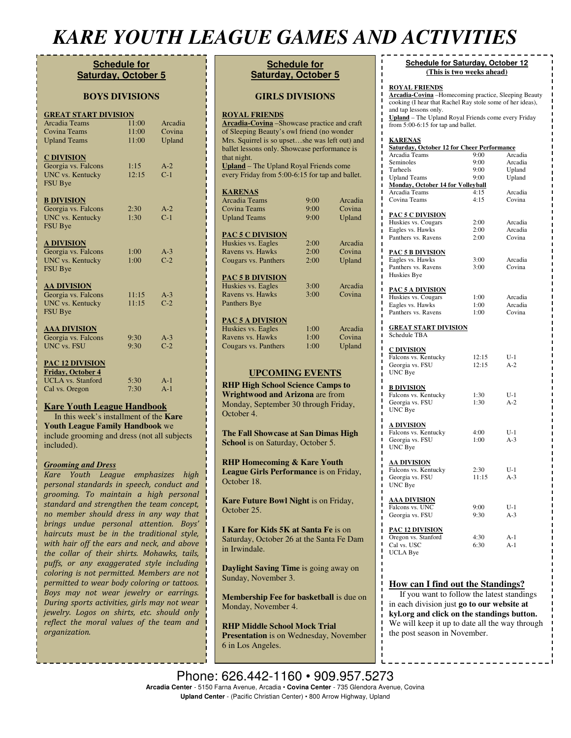# KARE YOUTH LEAGUE GAMES AND ACTIVITIES

## Schedule for Saturday, October 5

### BOYS DIVISIONS

**GREAT START DIVISION**

| | | |
|---|---|---|
| Arcadia Teams | 11:00 | Arcadia |
| Covina Teams | 11:00 | Covina |
| Upland Teams | 11:00 | Upland |

**C DIVISION**

| | | |
|---|---|---|
| Georgia vs. Falcons | 1:15 | A-2 |
| UNC vs. Kentucky | 12:15 | C-1 |
| FSU Bye | | |

**B DIVISION**

| | | |
|---|---|---|
| Georgia vs. Falcons | 2:30 | A-2 |
| UNC vs. Kentucky | 1:30 | C-1 |
| FSU Bye | | |

**A DIVISION**

| | | |
|---|---|---|
| Georgia vs. Falcons | 1:00 | A-3 |
| UNC vs. Kentucky | 1:00 | C-2 |
| FSU Bye | | |

**AA DIVISION**

| | | |
|---|---|---|
| Georgia vs. Falcons | 11:15 | A-3 |
| UNC vs. Kentucky | 11:15 | C-2 |
| FSU Bye | | |

**AAA DIVISION**

| | | |
|---|---|---|
| Georgia vs. Falcons | 9:30 | A-3 |
| UNC vs. FSU | 9:30 | C-2 |

**PAC 12 DIVISION**

**Friday, October 4**

| | | |
|---|---|---|
| UCLA vs. Stanford | 5:30 | A-1 |
| Cal vs. Oregon | 7:30 | A-1 |

## Kare Youth League Handbook

In this week's installment of the **Kare Youth League Family Handbook** we include grooming and dress (not all subjects included).

***Grooming and Dress***

*Kare Youth League emphasizes high personal standards in speech, conduct and grooming. To maintain a high personal standard and strengthen the team concept, no member should dress in any way that brings undue personal attention. Boys' haircuts must be in the traditional style, with hair off the ears and neck, and above the collar of their shirts. Mohawks, tails, puffs, or any exaggerated style including coloring is not permitted. Members are not permitted to wear body coloring or tattoos. Boys may not wear jewelry or earrings. During sports activities, girls may not wear jewelry. Logos on shirts, etc. should only reflect the moral values of the team and organization.*

## Schedule for Saturday, October 5

### GIRLS DIVISIONS

**ROYAL FRIENDS**

**Arcadia-Covina** –Showcase practice and craft of Sleeping Beauty's owl friend (no wonder Mrs. Squirrel is so upset…she was left out) and ballet lessons only. Showcase performance is that night.

**Upland** – The Upland Royal Friends come every Friday from 5:00-6:15 for tap and ballet.

**KARENAS**

| | | |
|---|---|---|
| Arcadia Teams | 9:00 | Arcadia |
| Covina Teams | 9:00 | Covina |
| Upland Teams | 9:00 | Upland |

**PAC 5 C DIVISION**

| | | |
|---|---|---|
| Huskies vs. Eagles | 2:00 | Arcadia |
| Ravens vs. Hawks | 2:00 | Covina |
| Cougars vs. Panthers | 2:00 | Upland |

**PAC 5 B DIVISION**

| | | |
|---|---|---|
| Huskies vs. Eagles | 3:00 | Arcadia |
| Ravens vs. Hawks | 3:00 | Covina |
| Panthers Bye | | |

**PAC 5 A DIVISION**

| | | |
|---|---|---|
| Huskies vs. Eagles | 1:00 | Arcadia |
| Ravens vs. Hawks | 1:00 | Covina |
| Cougars vs. Panthers | 1:00 | Upland |

## UPCOMING EVENTS

**RHP High School Science Camps to Wrightwood and Arizona** are from Monday, September 30 through Friday, October 4.

**The Fall Showcase at San Dimas High School** is on Saturday, October 5.

**RHP Homecoming & Kare Youth League Girls Performance** is on Friday, October 18.

**Kare Future Bowl Night** is on Friday, October 25.

**I Kare for Kids 5K at Santa Fe** is on Saturday, October 26 at the Santa Fe Dam in Irwindale.

**Daylight Saving Time** is going away on Sunday, November 3.

**Membership Fee for basketball** is due on Monday, November 4.

**RHP Middle School Mock Trial Presentation** is on Wednesday, November 6 in Los Angeles.

## Schedule for Saturday, October 12

**(This is two weeks ahead)**

**ROYAL FRIENDS**

**Arcadia-Covina** –Homecoming practice, Sleeping Beauty cooking (I hear that Rachel Ray stole some of her ideas), and tap lessons only.

**Upland** – The Upland Royal Friends come every Friday from 5:00-6:15 for tap and ballet.

**KARENAS**

**Saturday, October 12 for Cheer Performance**

| | | |
|---|---|---|
| Arcadia Teams | 9:00 | Arcadia |
| Seminoles | 9:00 | Arcadia |
| Tarheels | 9:00 | Upland |
| Upland Teams | 9:00 | Upland |

**Monday, October 14 for Volleyball**

| | | |
|---|---|---|
| Arcadia Teams | 4:15 | Arcadia |
| Covina Teams | 4:15 | Covina |

**PAC 5 C DIVISION**

| | | |
|---|---|---|
| Huskies vs. Cougars | 2:00 | Arcadia |
| Eagles vs. Hawks | 2:00 | Arcadia |
| Panthers vs. Ravens | 2:00 | Covina |

**PAC 5 B DIVISION**

| | | |
|---|---|---|
| Eagles vs. Hawks | 3:00 | Arcadia |
| Panthers vs. Ravens | 3:00 | Covina |
| Huskies Bye | | |

**PAC 5 A DIVISION**

| | | |
|---|---|---|
| Huskies vs. Cougars | 1:00 | Arcadia |
| Eagles vs. Hawks | 1:00 | Arcadia |
| Panthers vs. Ravens | 1:00 | Covina |

**GREAT START DIVISION**

Schedule TBA

**C DIVISION**

| | | |
|---|---|---|
| Falcons vs. Kentucky | 12:15 | U-1 |
| Georgia vs. FSU | 12:15 | A-2 |
| UNC Bye | | |

**B DIVISION**

| | | |
|---|---|---|
| Falcons vs. Kentucky | 1:30 | U-1 |
| Georgia vs. FSU | 1:30 | A-2 |
| UNC Bye | | |

**A DIVISION**

| | | |
|---|---|---|
| Falcons vs. Kentucky | 4:00 | U-1 |
| Georgia vs. FSU | 1:00 | A-3 |
| UNC Bye | | |

**AA DIVISION**

| | | |
|---|---|---|
| Falcons vs. Kentucky | 2:30 | U-1 |
| Georgia vs. FSU | 11:15 | A-3 |
| UNC Bye | | |

**AAA DIVISION**

| | | |
|---|---|---|
| Falcons vs. UNC | 9:00 | U-1 |
| Georgia vs. FSU | 9:30 | A-3 |

**PAC 12 DIVISION**

| | | |
|---|---|---|
| Oregon vs. Stanford | 4:30 | A-1 |
| Cal vs. USC | 6:30 | A-1 |
| UCLA Bye | | |

## How can I find out the Standings?

If you want to follow the latest standings in each division just **go to our website at kyl.org and click on the standings button.** We will keep it up to date all the way through the post season in November.

Phone: 626.442-1160 • 909.957.5273

**Arcadia Center** - 5150 Farna Avenue, Arcadia • **Covina Center** - 735 Glendora Avenue, Covina

**Upland Center** - (Pacific Christian Center) • 800 Arrow Highway, Upland